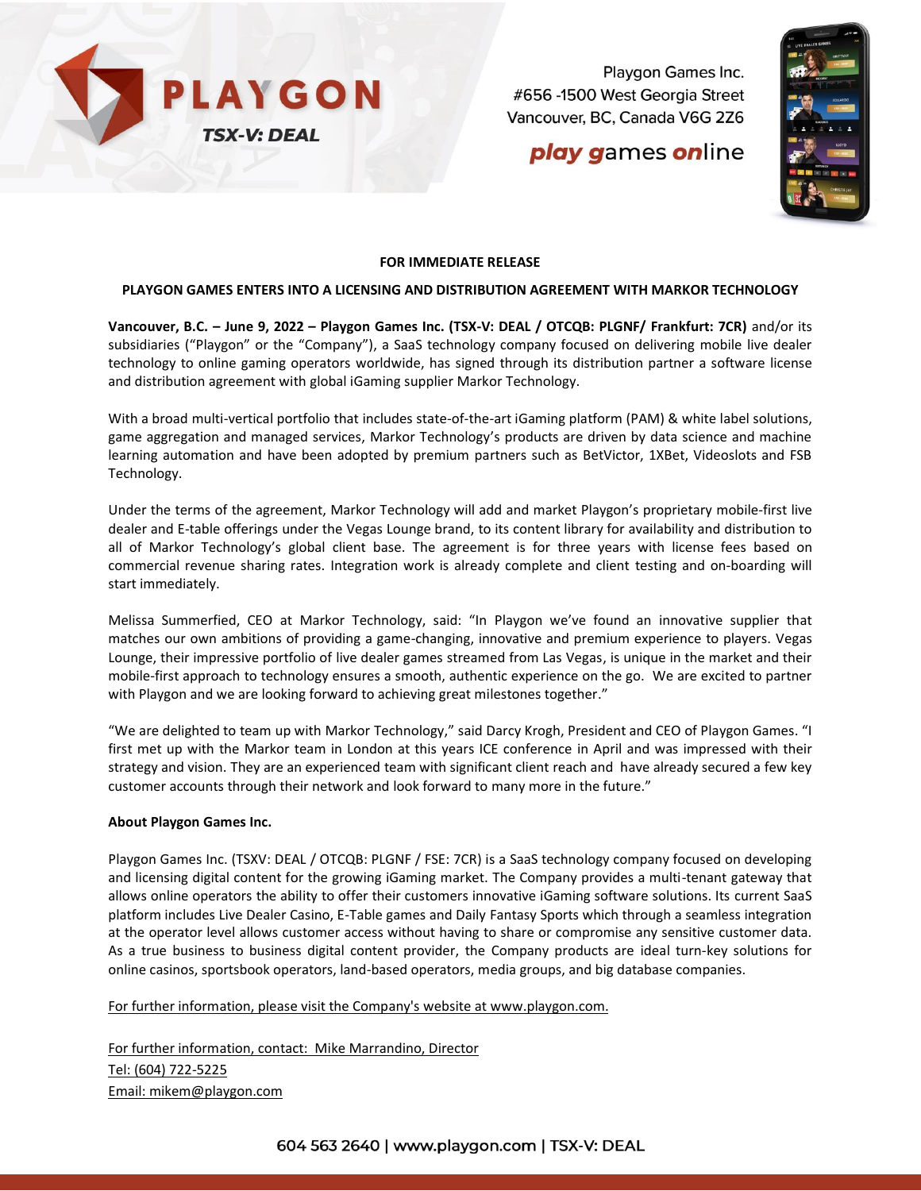PLAYGON
TSX-V: DEAL

Playgon Games Inc.
#656 -1500 West Georgia Street
Vancouver, BC, Canada V6G 2Z6

**play games online**

**FOR IMMEDIATE RELEASE**

**PLAYGON GAMES ENTERS INTO A LICENSING AND DISTRIBUTION AGREEMENT WITH MARKOR TECHNOLOGY**

**Vancouver, B.C. – June 9, 2022 – Playgon Games Inc. (TSX-V: DEAL / OTCQB: PLGNF/ Frankfurt: 7CR)** and/or its subsidiaries ("Playgon" or the "Company"), a SaaS technology company focused on delivering mobile live dealer technology to online gaming operators worldwide, has signed through its distribution partner a software license and distribution agreement with global iGaming supplier Markor Technology.

With a broad multi-vertical portfolio that includes state-of-the-art iGaming platform (PAM) & white label solutions, game aggregation and managed services, Markor Technology's products are driven by data science and machine learning automation and have been adopted by premium partners such as BetVictor, 1XBet, Videoslots and FSB Technology.

Under the terms of the agreement, Markor Technology will add and market Playgon's proprietary mobile-first live dealer and E-table offerings under the Vegas Lounge brand, to its content library for availability and distribution to all of Markor Technology's global client base. The agreement is for three years with license fees based on commercial revenue sharing rates. Integration work is already complete and client testing and on-boarding will start immediately.

Melissa Summerfied, CEO at Markor Technology, said: "In Playgon we've found an innovative supplier that matches our own ambitions of providing a game-changing, innovative and premium experience to players. Vegas Lounge, their impressive portfolio of live dealer games streamed from Las Vegas, is unique in the market and their mobile-first approach to technology ensures a smooth, authentic experience on the go. We are excited to partner with Playgon and we are looking forward to achieving great milestones together."

"We are delighted to team up with Markor Technology," said Darcy Krogh, President and CEO of Playgon Games. "I first met up with the Markor team in London at this years ICE conference in April and was impressed with their strategy and vision. They are an experienced team with significant client reach and have already secured a few key customer accounts through their network and look forward to many more in the future."

**About Playgon Games Inc.**

Playgon Games Inc. (TSXV: DEAL / OTCQB: PLGNF / FSE: 7CR) is a SaaS technology company focused on developing and licensing digital content for the growing iGaming market. The Company provides a multi-tenant gateway that allows online operators the ability to offer their customers innovative iGaming software solutions. Its current SaaS platform includes Live Dealer Casino, E-Table games and Daily Fantasy Sports which through a seamless integration at the operator level allows customer access without having to share or compromise any sensitive customer data. As a true business to business digital content provider, the Company products are ideal turn-key solutions for online casinos, sportsbook operators, land-based operators, media groups, and big database companies.

For further information, please visit the Company's website at www.playgon.com.

For further information, contact: Mike Marrandino, Director
Tel: (604) 722-5225
Email: mikem@playgon.com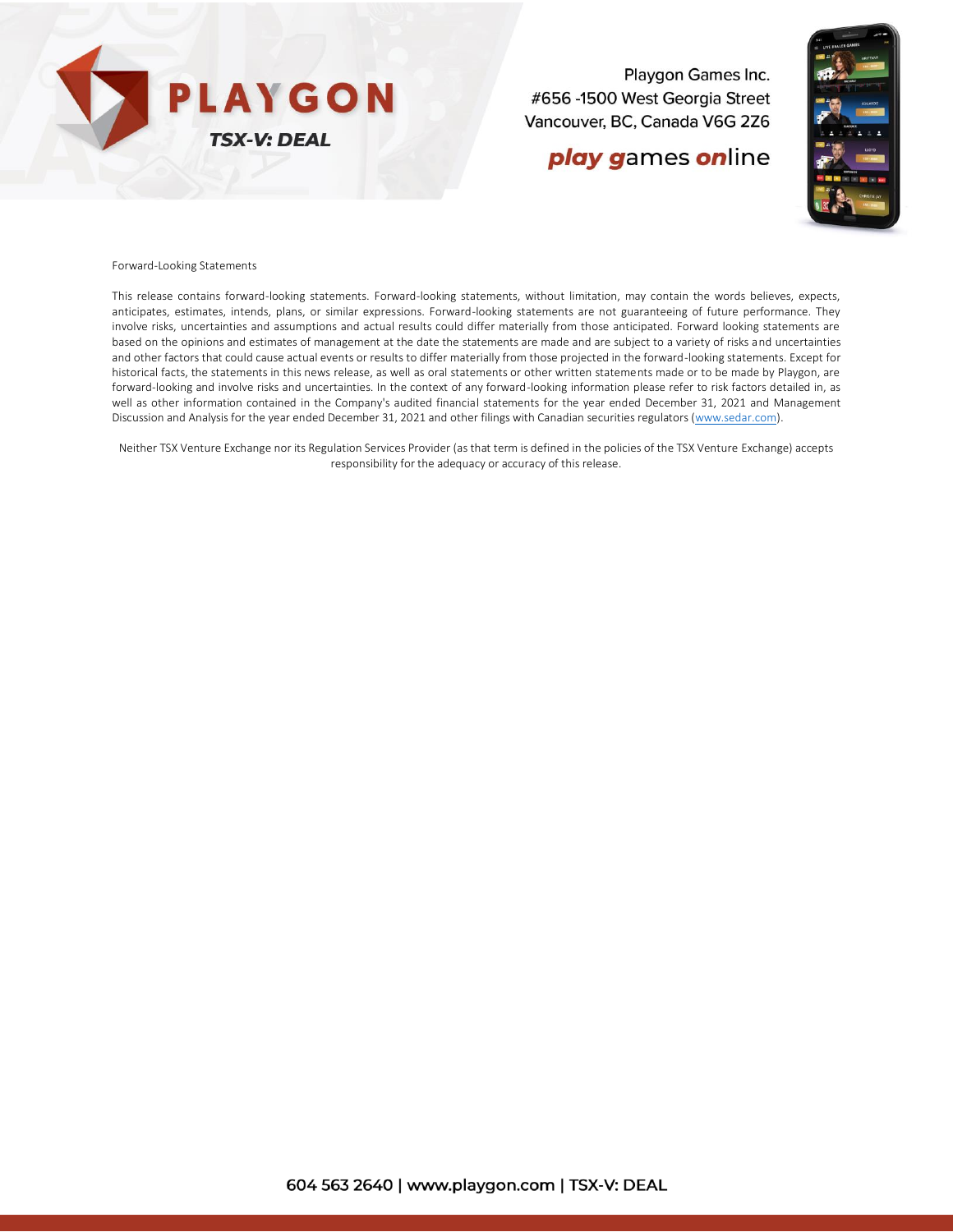Forward-Looking Statements

This release contains forward-looking statements. Forward-looking statements, without limitation, may contain the words believes, expects, anticipates, estimates, intends, plans, or similar expressions. Forward-looking statements are not guaranteeing of future performance. They involve risks, uncertainties and assumptions and actual results could differ materially from those anticipated. Forward looking statements are based on the opinions and estimates of management at the date the statements are made and are subject to a variety of risks and uncertainties and other factors that could cause actual events or results to differ materially from those projected in the forward-looking statements. Except for historical facts, the statements in this news release, as well as oral statements or other written statements made or to be made by Playgon, are forward-looking and involve risks and uncertainties. In the context of any forward-looking information please refer to risk factors detailed in, as well as other information contained in the Company's audited financial statements for the year ended December 31, 2021 and Management Discussion and Analysis for the year ended December 31, 2021 and other filings with Canadian securities regulators (www.sedar.com).

Neither TSX Venture Exchange nor its Regulation Services Provider (as that term is defined in the policies of the TSX Venture Exchange) accepts responsibility for the adequacy or accuracy of this release.